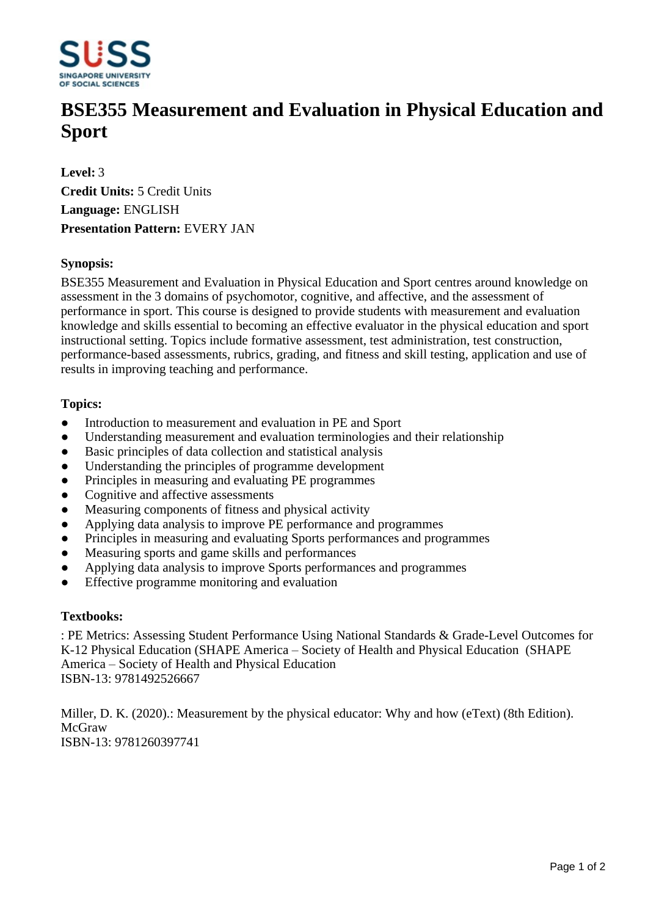# BSE355 Measurement and Evaluation in Physical Education and Sport

**Level:** 3
**Credit Units:** 5 Credit Units
**Language:** ENGLISH
**Presentation Pattern:** EVERY JAN

**Synopsis:**

BSE355 Measurement and Evaluation in Physical Education and Sport centres around knowledge on assessment in the 3 domains of psychomotor, cognitive, and affective, and the assessment of performance in sport. This course is designed to provide students with measurement and evaluation knowledge and skills essential to becoming an effective evaluator in the physical education and sport instructional setting. Topics include formative assessment, test administration, test construction, performance-based assessments, rubrics, grading, and fitness and skill testing, application and use of results in improving teaching and performance.

**Topics:**

- Introduction to measurement and evaluation in PE and Sport
- Understanding measurement and evaluation terminologies and their relationship
- Basic principles of data collection and statistical analysis
- Understanding the principles of programme development
- Principles in measuring and evaluating PE programmes
- Cognitive and affective assessments
- Measuring components of fitness and physical activity
- Applying data analysis to improve PE performance and programmes
- Principles in measuring and evaluating Sports performances and programmes
- Measuring sports and game skills and performances
- Applying data analysis to improve Sports performances and programmes
- Effective programme monitoring and evaluation

**Textbooks:**

: PE Metrics: Assessing Student Performance Using National Standards & Grade-Level Outcomes for K-12 Physical Education (SHAPE America – Society of Health and Physical Education (SHAPE America – Society of Health and Physical Education
ISBN-13: 9781492526667

Miller, D. K. (2020).: Measurement by the physical educator: Why and how (eText) (8th Edition). McGraw
ISBN-13: 9781260397741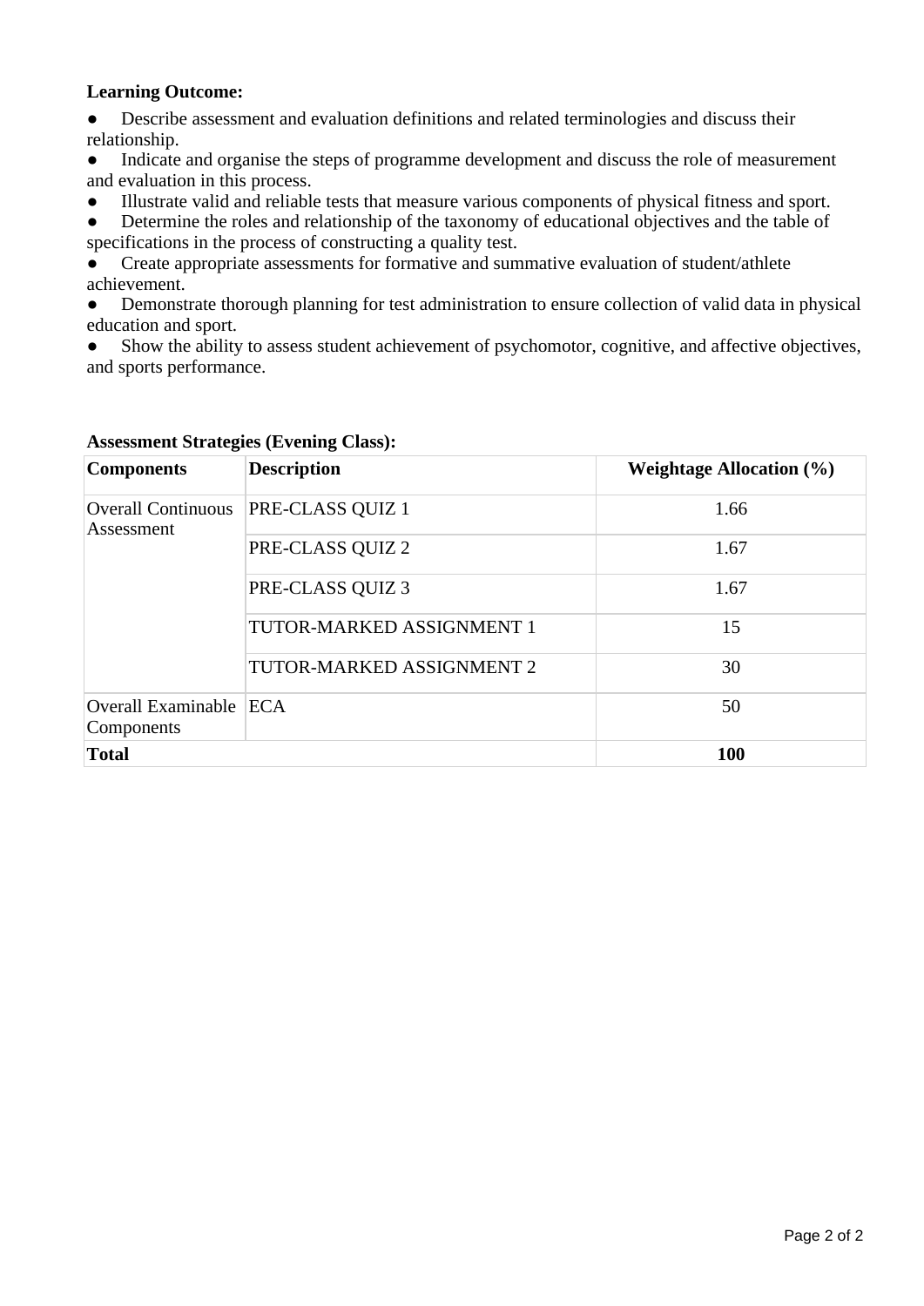**Learning Outcome:**

- Describe assessment and evaluation definitions and related terminologies and discuss their relationship.
- Indicate and organise the steps of programme development and discuss the role of measurement and evaluation in this process.
- Illustrate valid and reliable tests that measure various components of physical fitness and sport.
- Determine the roles and relationship of the taxonomy of educational objectives and the table of specifications in the process of constructing a quality test.
- Create appropriate assessments for formative and summative evaluation of student/athlete achievement.
- Demonstrate thorough planning for test administration to ensure collection of valid data in physical education and sport.
- Show the ability to assess student achievement of psychomotor, cognitive, and affective objectives, and sports performance.

**Assessment Strategies (Evening Class):**

| Components | Description | Weightage Allocation (%) |
|---|---|---|
| Overall Continuous Assessment | PRE-CLASS QUIZ 1 | 1.66 |
| | PRE-CLASS QUIZ 2 | 1.67 |
| | PRE-CLASS QUIZ 3 | 1.67 |
| | TUTOR-MARKED ASSIGNMENT 1 | 15 |
| | TUTOR-MARKED ASSIGNMENT 2 | 30 |
| Overall Examinable Components | ECA | 50 |
| **Total** | | **100** |